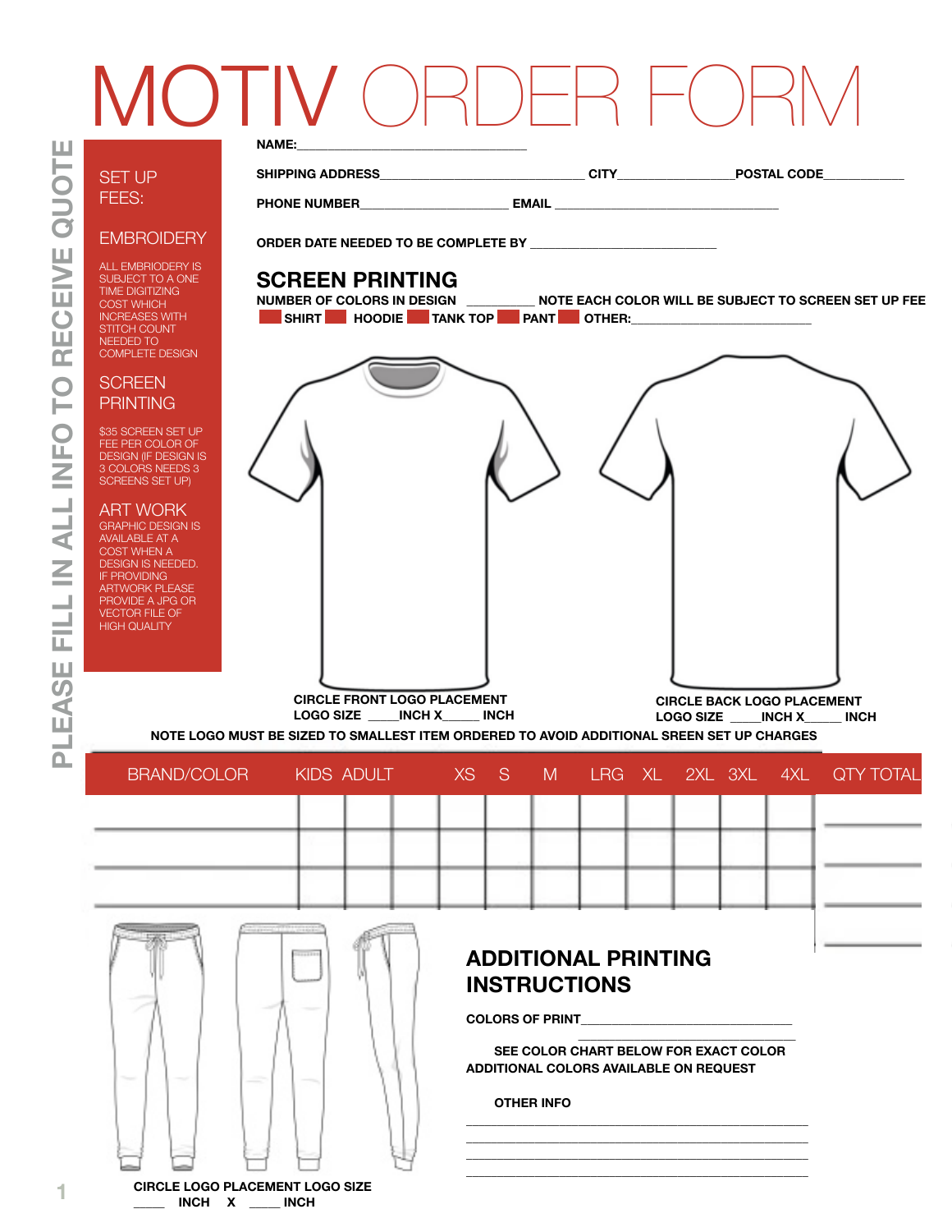# MOTIV ORDER FORM

PLEASE FILL IN ALL INFO TO RECEIVE QUOTE

## SET UP FEES:

### EMBROIDERY

ALL EMBROIDERY IS SUBJECT TO A ONE TIME DIGITIZING COST WHICH INCREASES WITH STITCH COUNT NEEDED TO COMPLETE DESIGN

### SCREEN PRINTING

$35 SCREEN SET UP FEE PER COLOR OF DESIGN (IF DESIGN IS 3 COLORS NEEDS 3 SCREENS SET UP)

### ART WORK

GRAPHIC DESIGN IS AVAILABLE AT A COST WHEN A DESIGN IS NEEDED. IF PROVIDING ARTWORK PLEASE PROVIDE A JPG OR VECTOR FILE OF HIGH QUALITY

**NAME:**________________________________

**SHIPPING ADDRESS**____________________________ **CITY**________________ **POSTAL CODE**___________

**PHONE NUMBER**_____________________ **EMAIL** _______________________________

**ORDER DATE NEEDED TO BE COMPLETE BY** __________________________

## SCREEN PRINTING

**NUMBER OF COLORS IN DESIGN** __________ **NOTE EACH COLOR WILL BE SUBJECT TO SCREEN SET UP FEE**

☐ **SHIRT** ☐ **HOODIE** ☐ **TANK TOP** ☐ **PANT** ☐ **OTHER:**_________________________

**CIRCLE FRONT LOGO PLACEMENT**
**LOGO SIZE** ____**INCH X**_____ **INCH**

**CIRCLE BACK LOGO PLACEMENT**
**LOGO SIZE** ____**INCH X**_____ **INCH**

**NOTE LOGO MUST BE SIZED TO SMALLEST ITEM ORDERED TO AVOID ADDITIONAL SREEN SET UP CHARGES**

| BRAND/COLOR | KIDS | ADULT | XS | S | M | LRG | XL | 2XL | 3XL | 4XL | QTY TOTAL |
|---|---|---|---|---|---|---|---|---|---|---|---|
| | | | | | | | | | | | |
| | | | | | | | | | | | |
| | | | | | | | | | | | |

**CIRCLE LOGO PLACEMENT LOGO SIZE**
_____ **INCH X** _____ **INCH**

## ADDITIONAL PRINTING INSTRUCTIONS

**COLORS OF PRINT**______________________________
______________________________

**SEE COLOR CHART BELOW FOR EXACT COLOR**
**ADDITIONAL COLORS AVAILABLE ON REQUEST**

**OTHER INFO**

______________________________________________
______________________________________________
______________________________________________
______________________________________________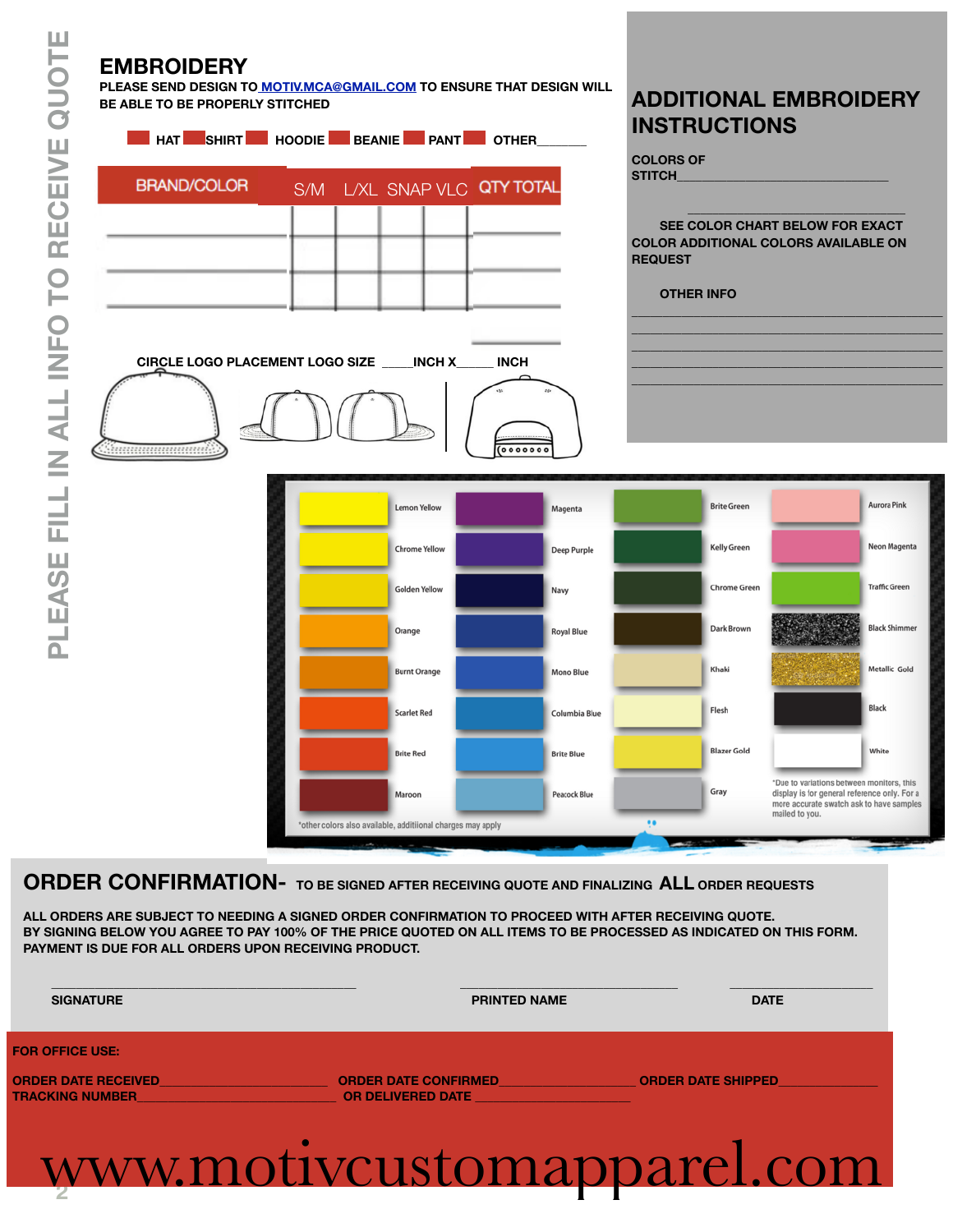PLEASE FILL IN ALL INFO TO RECEIVE QUOTE

# EMBROIDERY

**PLEASE SEND DESIGN TO MOTIV.MCA@GMAIL.COM TO ENSURE THAT DESIGN WILL BE ABLE TO BE PROPERLY STITCHED**

HAT SHIRT HOODIE BEANIE PANT OTHER_______

| BRAND/COLOR | S/M | L/XL | SNAP | VLC | QTY TOTAL |
|---|---|---|---|---|---|
| | | | | | |
| | | | | | |
| | | | | | |

CIRCLE LOGO PLACEMENT LOGO SIZE ____INCH X_____ INCH

## ADDITIONAL EMBROIDERY INSTRUCTIONS

COLORS OF STITCH_____________________________

_____________________________

SEE COLOR CHART BELOW FOR EXACT COLOR ADDITIONAL COLORS AVAILABLE ON REQUEST

OTHER INFO

_____________________________________________
_____________________________________________
_____________________________________________
_____________________________________________
_____________________________________________

Lemon Yellow
Chrome Yellow
Golden Yellow
Orange
Burnt Orange
Scarlet Red
Brite Red
Maroon
Magenta
Deep Purple
Navy
Royal Blue
Mono Blue
Columbia Blue
Brite Blue
Peacock Blue
Brite Green
Kelly Green
Chrome Green
Dark Brown
Khaki
Flesh
Blazer Gold
Gray
Aurora Pink
Neon Magenta
Traffic Green
Black Shimmer
Metallic Gold
Black
White

*Due to variations between monitors, this display is for general reference only. For a more accurate swatch ask to have samples mailed to you.

*other colors also available, additional charges may apply

## ORDER CONFIRMATION- TO BE SIGNED AFTER RECEIVING QUOTE AND FINALIZING ALL ORDER REQUESTS

**ALL ORDERS ARE SUBJECT TO NEEDING A SIGNED ORDER CONFIRMATION TO PROCEED WITH AFTER RECEIVING QUOTE.**
**BY SIGNING BELOW YOU AGREE TO PAY 100% OF THE PRICE QUOTED ON ALL ITEMS TO BE PROCESSED AS INDICATED ON THIS FORM.**
**PAYMENT IS DUE FOR ALL ORDERS UPON RECEIVING PRODUCT.**

________________________ ________________________ ____________

SIGNATURE PRINTED NAME DATE

**FOR OFFICE USE:**

ORDER DATE RECEIVED______________________ ORDER DATE CONFIRMED__________________ ORDER DATE SHIPPED______________
TRACKING NUMBER__________________________ OR DELIVERED DATE ____________________

www.motivcustomapparel.com